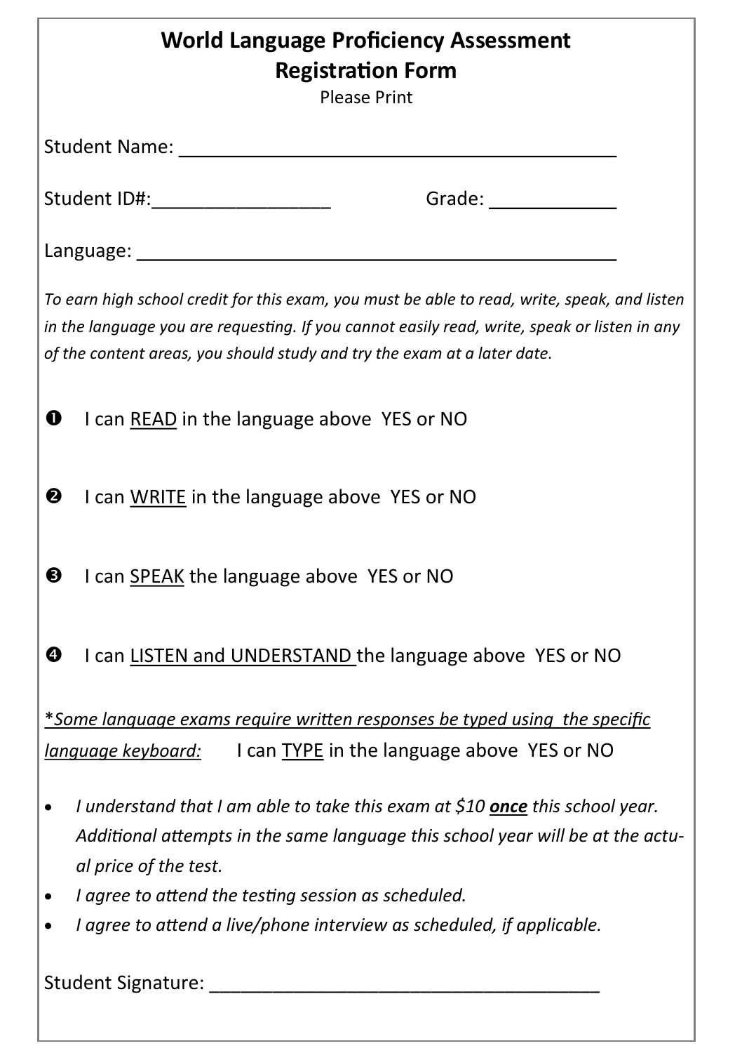# World Language Proficiency Assessment
# Registration Form

Please Print

Student Name: ________________________________________

Student ID#:_________________ Grade: ____________

Language: ____________________________________________

*To earn high school credit for this exam, you must be able to read, write, speak, and listen in the language you are requesting. If you cannot easily read, write, speak or listen in any of the content areas, you should study and try the exam at a later date.*

❶ I can <u>READ</u> in the language above YES or NO

❷ I can <u>WRITE</u> in the language above YES or NO

❸ I can <u>SPEAK</u> the language above YES or NO

❹ I can <u>LISTEN and UNDERSTAND</u> the language above YES or NO

<u>*\*Some language exams require written responses be typed using the specific language keyboard:*</u> I can <u>TYPE</u> in the language above YES or NO

- *I understand that I am able to take this exam at $10* ***<u>once</u>*** *this school year. Additional attempts in the same language this school year will be at the actual price of the test.*
- *I agree to attend the testing session as scheduled.*
- *I agree to attend a live/phone interview as scheduled, if applicable.*

Student Signature: ______________________________________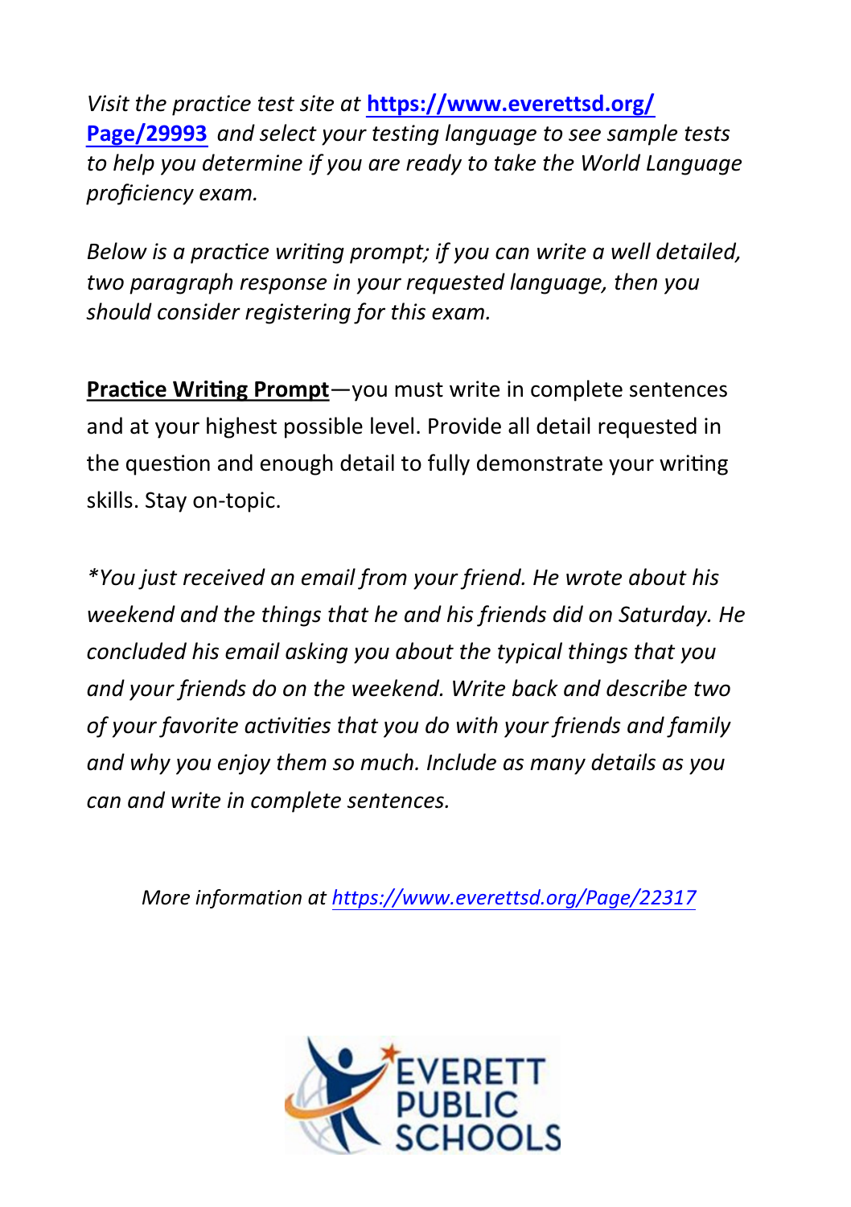*Visit the practice test site at* **[https://www.everettsd.org/Page/29993](https://www.everettsd.org/Page/29993)** *and select your testing language to see sample tests to help you determine if you are ready to take the World Language proficiency exam.*

*Below is a practice writing prompt; if you can write a well detailed, two paragraph response in your requested language, then you should consider registering for this exam.*

**Practice Writing Prompt**—you must write in complete sentences and at your highest possible level. Provide all detail requested in the question and enough detail to fully demonstrate your writing skills. Stay on-topic.

*\*You just received an email from your friend. He wrote about his weekend and the things that he and his friends did on Saturday. He concluded his email asking you about the typical things that you and your friends do on the weekend. Write back and describe two of your favorite activities that you do with your friends and family and why you enjoy them so much. Include as many details as you can and write in complete sentences.*

*More information at [https://www.everettsd.org/Page/22317](https://www.everettsd.org/Page/22317)*

EVERETT PUBLIC SCHOOLS